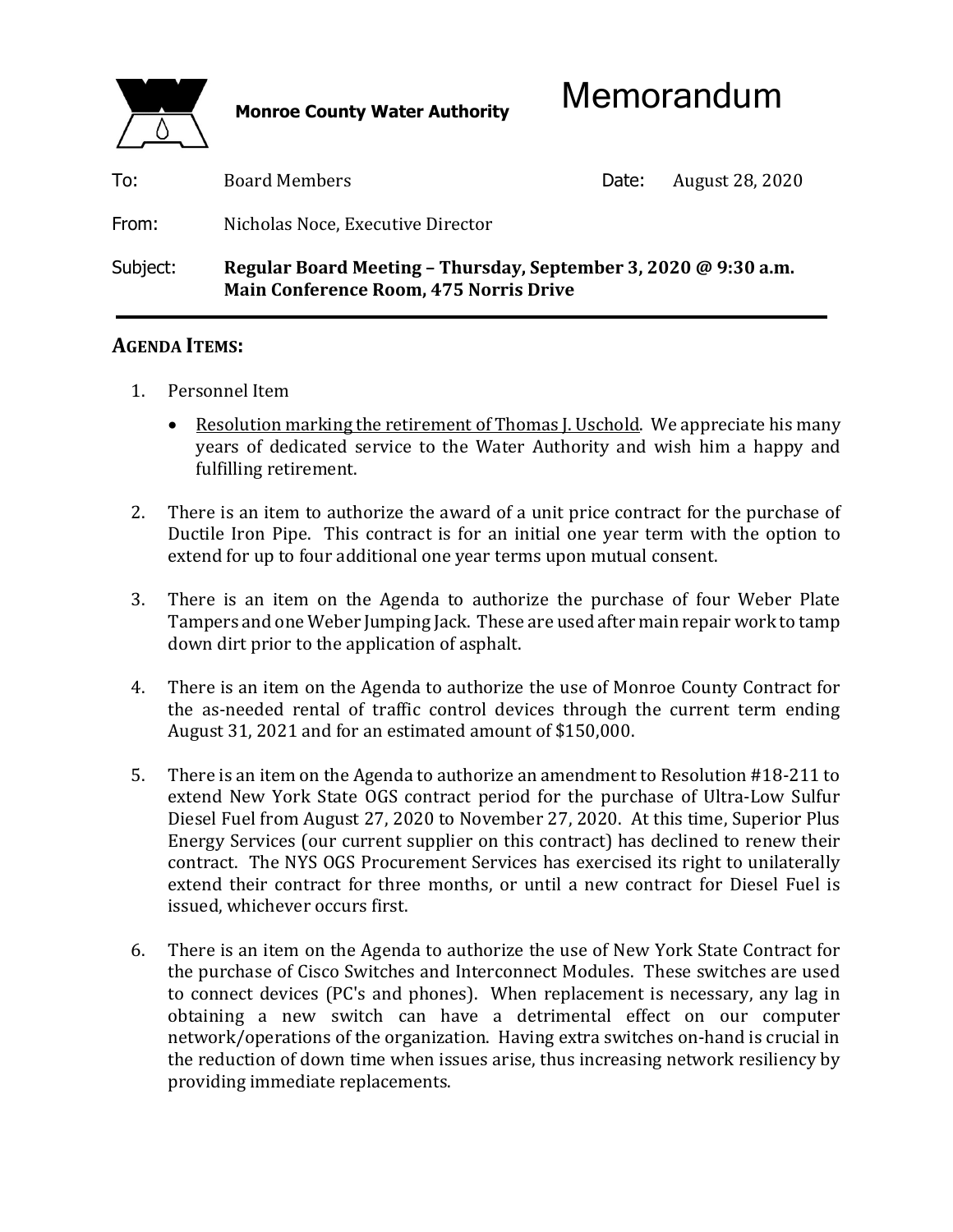**Monroe County Water Authority**

# Memorandum

| | | | |
|---|---|---|---|
| To: | Board Members | Date: | August 28, 2020 |
| From: | Nicholas Noce, Executive Director | | |
| Subject: | **Regular Board Meeting – Thursday, September 3, 2020 @ 9:30 a.m. Main Conference Room, 475 Norris Drive** | | |

---

## AGENDA ITEMS:

1. Personnel Item

   - Resolution marking the retirement of Thomas J. Uschold. We appreciate his many years of dedicated service to the Water Authority and wish him a happy and fulfilling retirement.

2. There is an item to authorize the award of a unit price contract for the purchase of Ductile Iron Pipe. This contract is for an initial one year term with the option to extend for up to four additional one year terms upon mutual consent.

3. There is an item on the Agenda to authorize the purchase of four Weber Plate Tampers and one Weber Jumping Jack. These are used after main repair work to tamp down dirt prior to the application of asphalt.

4. There is an item on the Agenda to authorize the use of Monroe County Contract for the as-needed rental of traffic control devices through the current term ending August 31, 2021 and for an estimated amount of $150,000.

5. There is an item on the Agenda to authorize an amendment to Resolution #18-211 to extend New York State OGS contract period for the purchase of Ultra-Low Sulfur Diesel Fuel from August 27, 2020 to November 27, 2020. At this time, Superior Plus Energy Services (our current supplier on this contract) has declined to renew their contract. The NYS OGS Procurement Services has exercised its right to unilaterally extend their contract for three months, or until a new contract for Diesel Fuel is issued, whichever occurs first.

6. There is an item on the Agenda to authorize the use of New York State Contract for the purchase of Cisco Switches and Interconnect Modules. These switches are used to connect devices (PC's and phones). When replacement is necessary, any lag in obtaining a new switch can have a detrimental effect on our computer network/operations of the organization. Having extra switches on-hand is crucial in the reduction of down time when issues arise, thus increasing network resiliency by providing immediate replacements.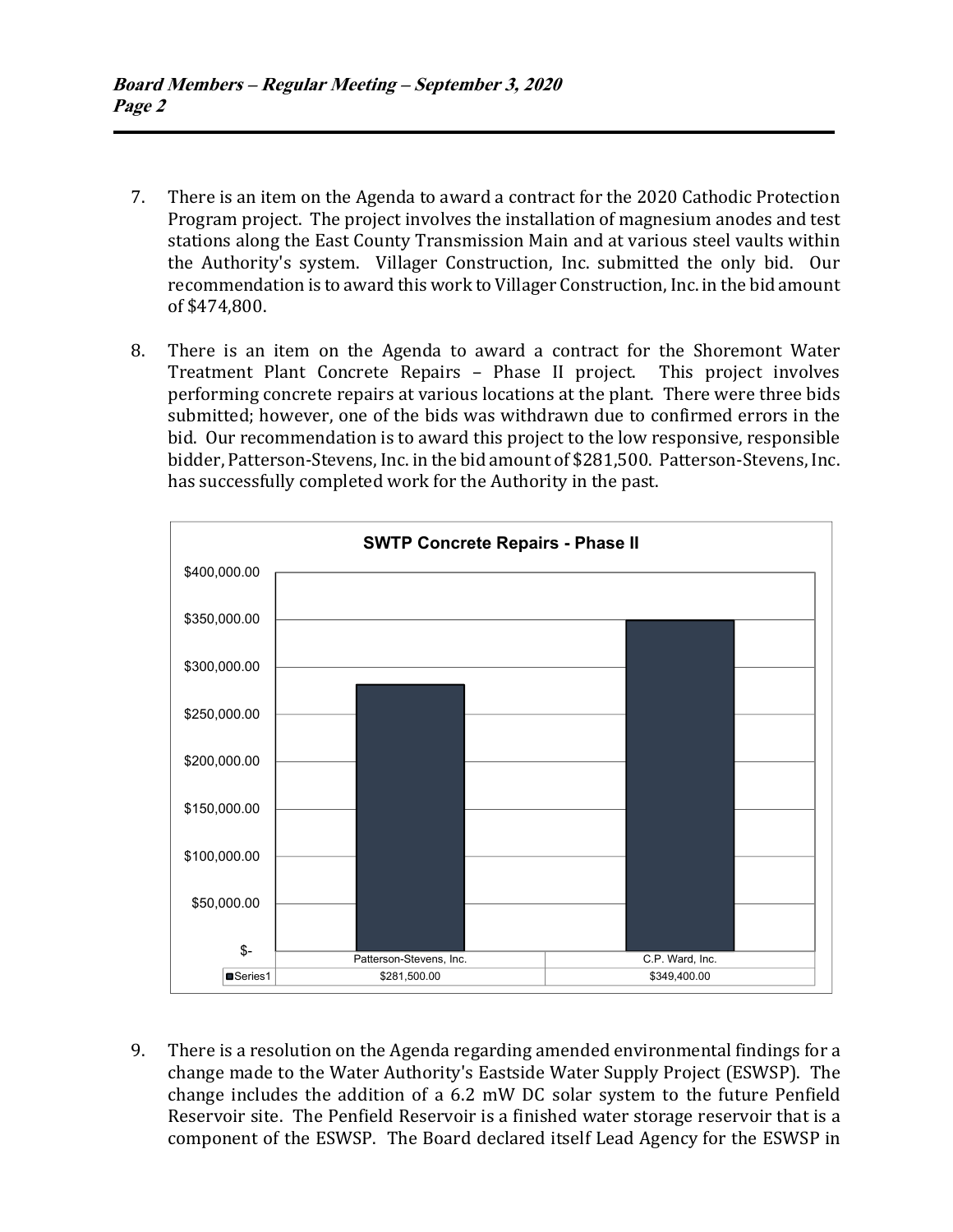7. There is an item on the Agenda to award a contract for the 2020 Cathodic Protection Program project. The project involves the installation of magnesium anodes and test stations along the East County Transmission Main and at various steel vaults within the Authority's system. Villager Construction, Inc. submitted the only bid. Our recommendation is to award this work to Villager Construction, Inc. in the bid amount of $474,800.

8. There is an item on the Agenda to award a contract for the Shoremont Water Treatment Plant Concrete Repairs – Phase II project. This project involves performing concrete repairs at various locations at the plant. There were three bids submitted; however, one of the bids was withdrawn due to confirmed errors in the bid. Our recommendation is to award this project to the low responsive, responsible bidder, Patterson-Stevens, Inc. in the bid amount of $281,500. Patterson-Stevens, Inc. has successfully completed work for the Authority in the past.

**SWTP Concrete Repairs - Phase II**

| | Patterson-Stevens, Inc. | C.P. Ward, Inc. |
|---|---|---|
| Series1 | $281,500.00 | $349,400.00 |

9. There is a resolution on the Agenda regarding amended environmental findings for a change made to the Water Authority's Eastside Water Supply Project (ESWSP). The change includes the addition of a 6.2 mW DC solar system to the future Penfield Reservoir site. The Penfield Reservoir is a finished water storage reservoir that is a component of the ESWSP. The Board declared itself Lead Agency for the ESWSP in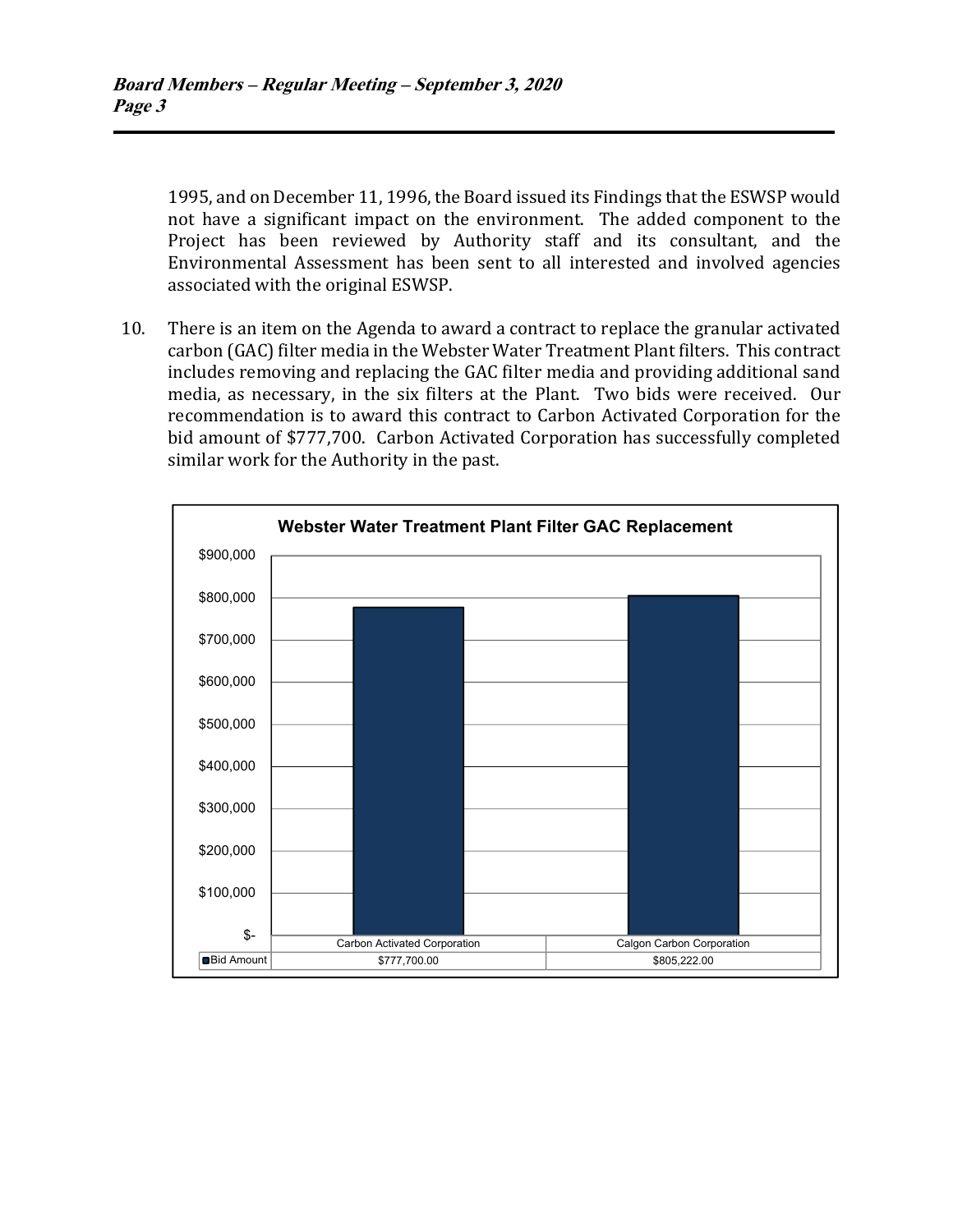1995, and on December 11, 1996, the Board issued its Findings that the ESWSP would not have a significant impact on the environment. The added component to the Project has been reviewed by Authority staff and its consultant, and the Environmental Assessment has been sent to all interested and involved agencies associated with the original ESWSP.

10. There is an item on the Agenda to award a contract to replace the granular activated carbon (GAC) filter media in the Webster Water Treatment Plant filters. This contract includes removing and replacing the GAC filter media and providing additional sand media, as necessary, in the six filters at the Plant. Two bids were received. Our recommendation is to award this contract to Carbon Activated Corporation for the bid amount of $777,700. Carbon Activated Corporation has successfully completed similar work for the Authority in the past.

**Webster Water Treatment Plant Filter GAC Replacement**

| | Carbon Activated Corporation | Calgon Carbon Corporation |
|---|---|---|
| Bid Amount | $777,700.00 | $805,222.00 |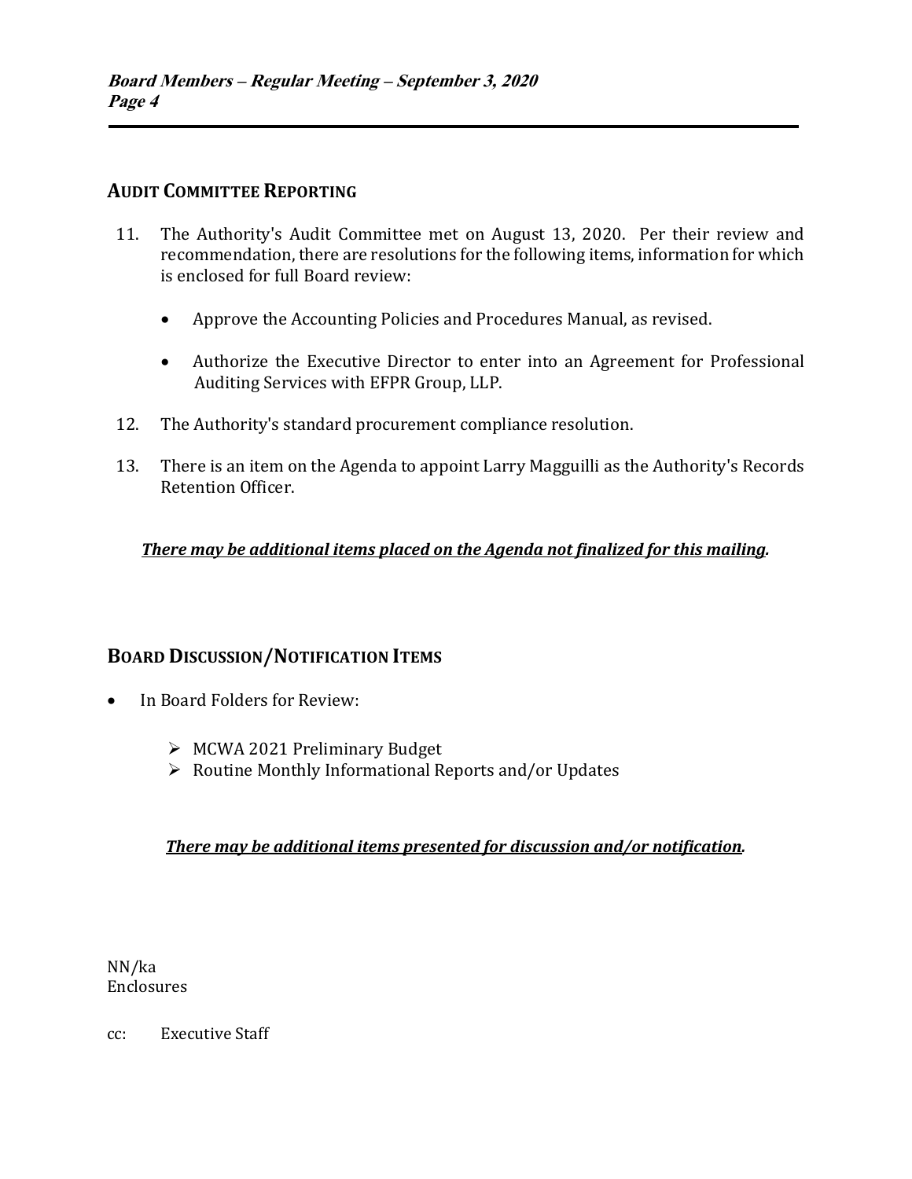## AUDIT COMMITTEE REPORTING

11. The Authority's Audit Committee met on August 13, 2020. Per their review and recommendation, there are resolutions for the following items, information for which is enclosed for full Board review:

    - Approve the Accounting Policies and Procedures Manual, as revised.
    - Authorize the Executive Director to enter into an Agreement for Professional Auditing Services with EFPR Group, LLP.

12. The Authority's standard procurement compliance resolution.

13. There is an item on the Agenda to appoint Larry Magguilli as the Authority's Records Retention Officer.

***<u>There may be additional items placed on the Agenda not finalized for this mailing</u>.***

## BOARD DISCUSSION/NOTIFICATION ITEMS

- In Board Folders for Review:
    - MCWA 2021 Preliminary Budget
    - Routine Monthly Informational Reports and/or Updates

***<u>There may be additional items presented for discussion and/or notification</u>.***

NN/ka
Enclosures

cc: Executive Staff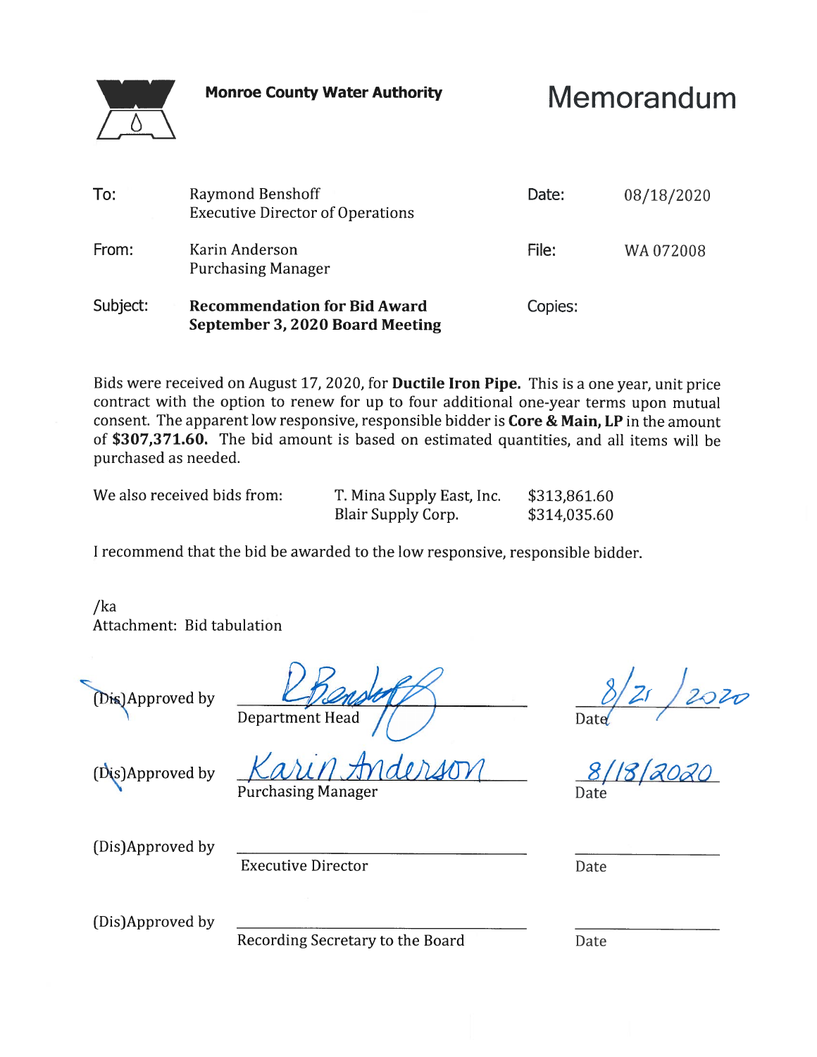**Monroe County Water Authority**

# Memorandum

| | | | |
|---|---|---|---|
| To: | Raymond Benshoff<br>Executive Director of Operations | Date: | 08/18/2020 |
| From: | Karin Anderson<br>Purchasing Manager | File: | WA 072008 |
| Subject: | **Recommendation for Bid Award**<br>**September 3, 2020 Board Meeting** | Copies: | |

Bids were received on August 17, 2020, for **Ductile Iron Pipe.** This is a one year, unit price contract with the option to renew for up to four additional one-year terms upon mutual consent. The apparent low responsive, responsible bidder is **Core & Main, LP** in the amount of **$307,371.60.** The bid amount is based on estimated quantities, and all items will be purchased as needed.

| We also received bids from: | | |
|---|---|---|
| | T. Mina Supply East, Inc. | $313,861.60 |
| | Blair Supply Corp. | $314,035.60 |

I recommend that the bid be awarded to the low responsive, responsible bidder.

/ka
Attachment: Bid tabulation

| | | |
|---|---|---|
| (Dis)Approved by | R Benshoff<br>Department Head | 8/21/2020<br>Date |
| (Dis)Approved by | Karin Anderson<br>Purchasing Manager | 8/18/2020<br>Date |
| (Dis)Approved by | Executive Director | Date |
| (Dis)Approved by | Recording Secretary to the Board | Date |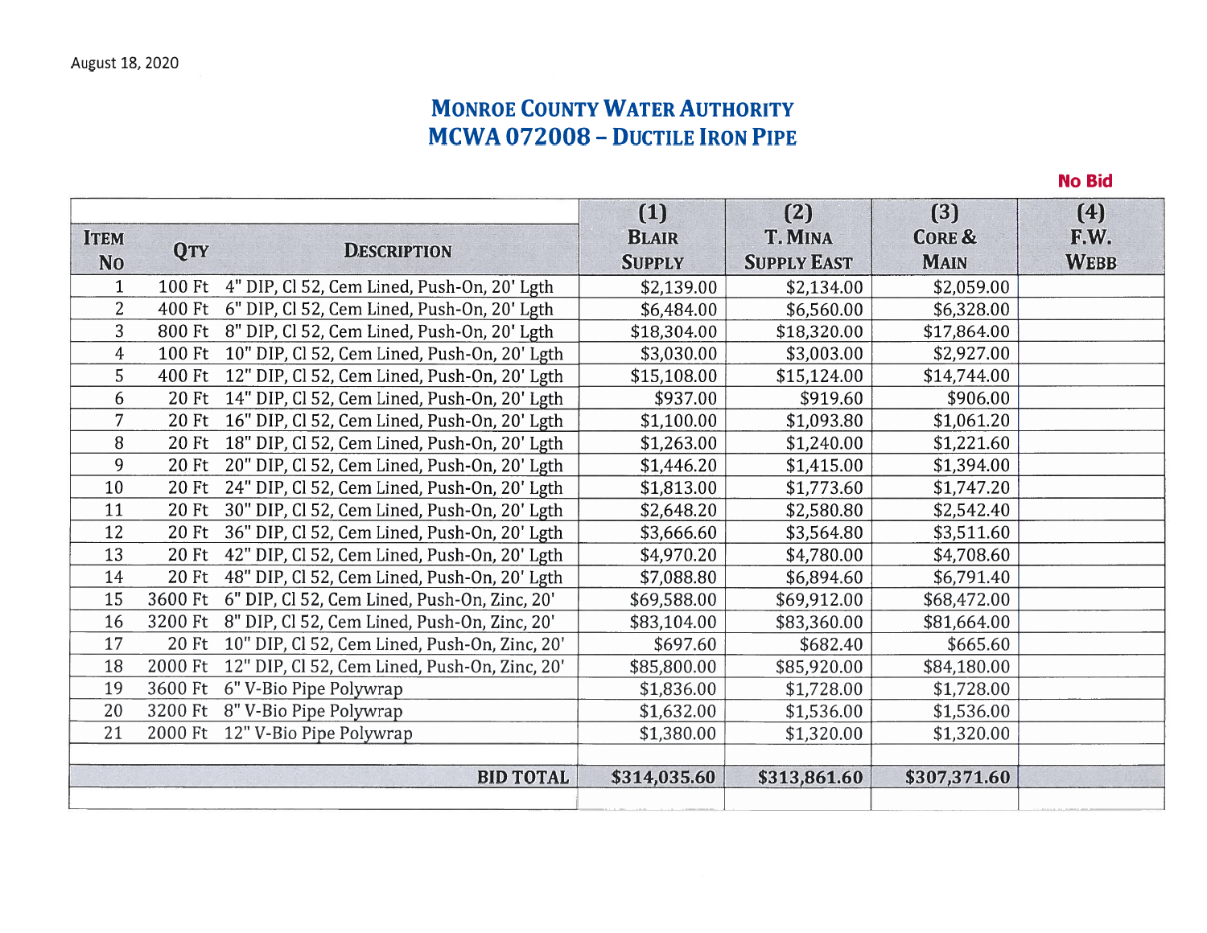August 18, 2020

# Monroe County Water Authority
## MCWA 072008 – Ductile Iron Pipe

| Item No | Qty | Description | (1) Blair Supply | (2) T. Mina Supply East | (3) Core & Main | (4) F.W. Webb (No Bid) |
|---|---|---|---|---|---|---|
| 1 | 100 Ft | 4" DIP, Cl 52, Cem Lined, Push-On, 20' Lgth | $2,139.00 | $2,134.00 | $2,059.00 | |
| 2 | 400 Ft | 6" DIP, Cl 52, Cem Lined, Push-On, 20' Lgth | $6,484.00 | $6,560.00 | $6,328.00 | |
| 3 | 800 Ft | 8" DIP, Cl 52, Cem Lined, Push-On, 20' Lgth | $18,304.00 | $18,320.00 | $17,864.00 | |
| 4 | 100 Ft | 10" DIP, Cl 52, Cem Lined, Push-On, 20' Lgth | $3,030.00 | $3,003.00 | $2,927.00 | |
| 5 | 400 Ft | 12" DIP, Cl 52, Cem Lined, Push-On, 20' Lgth | $15,108.00 | $15,124.00 | $14,744.00 | |
| 6 | 20 Ft | 14" DIP, Cl 52, Cem Lined, Push-On, 20' Lgth | $937.00 | $919.60 | $906.00 | |
| 7 | 20 Ft | 16" DIP, Cl 52, Cem Lined, Push-On, 20' Lgth | $1,100.00 | $1,093.80 | $1,061.20 | |
| 8 | 20 Ft | 18" DIP, Cl 52, Cem Lined, Push-On, 20' Lgth | $1,263.00 | $1,240.00 | $1,221.60 | |
| 9 | 20 Ft | 20" DIP, Cl 52, Cem Lined, Push-On, 20' Lgth | $1,446.20 | $1,415.00 | $1,394.00 | |
| 10 | 20 Ft | 24" DIP, Cl 52, Cem Lined, Push-On, 20' Lgth | $1,813.00 | $1,773.60 | $1,747.20 | |
| 11 | 20 Ft | 30" DIP, Cl 52, Cem Lined, Push-On, 20' Lgth | $2,648.20 | $2,580.80 | $2,542.40 | |
| 12 | 20 Ft | 36" DIP, Cl 52, Cem Lined, Push-On, 20' Lgth | $3,666.60 | $3,564.80 | $3,511.60 | |
| 13 | 20 Ft | 42" DIP, Cl 52, Cem Lined, Push-On, 20' Lgth | $4,970.20 | $4,780.00 | $4,708.60 | |
| 14 | 20 Ft | 48" DIP, Cl 52, Cem Lined, Push-On, 20' Lgth | $7,088.80 | $6,894.60 | $6,791.40 | |
| 15 | 3600 Ft | 6" DIP, Cl 52, Cem Lined, Push-On, Zinc, 20' | $69,588.00 | $69,912.00 | $68,472.00 | |
| 16 | 3200 Ft | 8" DIP, Cl 52, Cem Lined, Push-On, Zinc, 20' | $83,104.00 | $83,360.00 | $81,664.00 | |
| 17 | 20 Ft | 10" DIP, Cl 52, Cem Lined, Push-On, Zinc, 20' | $697.60 | $682.40 | $665.60 | |
| 18 | 2000 Ft | 12" DIP, Cl 52, Cem Lined, Push-On, Zinc, 20' | $85,800.00 | $85,920.00 | $84,180.00 | |
| 19 | 3600 Ft | 6" V-Bio Pipe Polywrap | $1,836.00 | $1,728.00 | $1,728.00 | |
| 20 | 3200 Ft | 8" V-Bio Pipe Polywrap | $1,632.00 | $1,536.00 | $1,536.00 | |
| 21 | 2000 Ft | 12" V-Bio Pipe Polywrap | $1,380.00 | $1,320.00 | $1,320.00 | |
| | | **BID TOTAL** | **$314,035.60** | **$313,861.60** | **$307,371.60** | |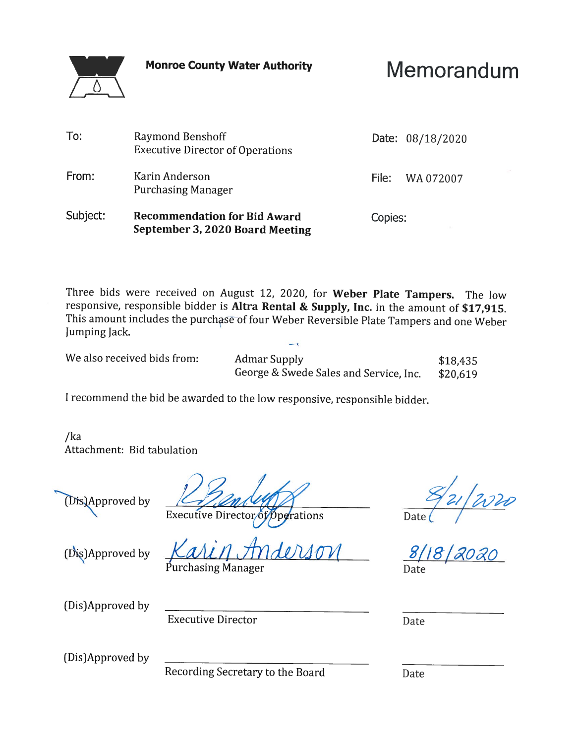**Monroe County Water Authority**

# Memorandum

| | | | |
|---|---|---|---|
| To: | Raymond Benshoff<br>Executive Director of Operations | Date: | 08/18/2020 |
| From: | Karin Anderson<br>Purchasing Manager | File: | WA 072007 |
| Subject: | **Recommendation for Bid Award**<br>**September 3, 2020 Board Meeting** | Copies: | |

Three bids were received on August 12, 2020, for **Weber Plate Tampers.** The low responsive, responsible bidder is **Altra Rental & Supply, Inc.** in the amount of **$17,915**. This amount includes the purchase of four Weber Reversible Plate Tampers and one Weber Jumping Jack.

| We also received bids from: | | |
|---|---|---|
| | Admar Supply | $18,435 |
| | George & Swede Sales and Service, Inc. | $20,619 |

I recommend the bid be awarded to the low responsive, responsible bidder.

/ka
Attachment: Bid tabulation

| | | |
|---|---|---|
| (Dis)Approved by | *R Benshoff* <br>Executive Director of Operations | 8/21/2020<br>Date |
| (Dis)Approved by | *Karin Anderson* <br>Purchasing Manager | 8/18/2020<br>Date |
| (Dis)Approved by | Executive Director | Date |
| (Dis)Approved by | Recording Secretary to the Board | Date |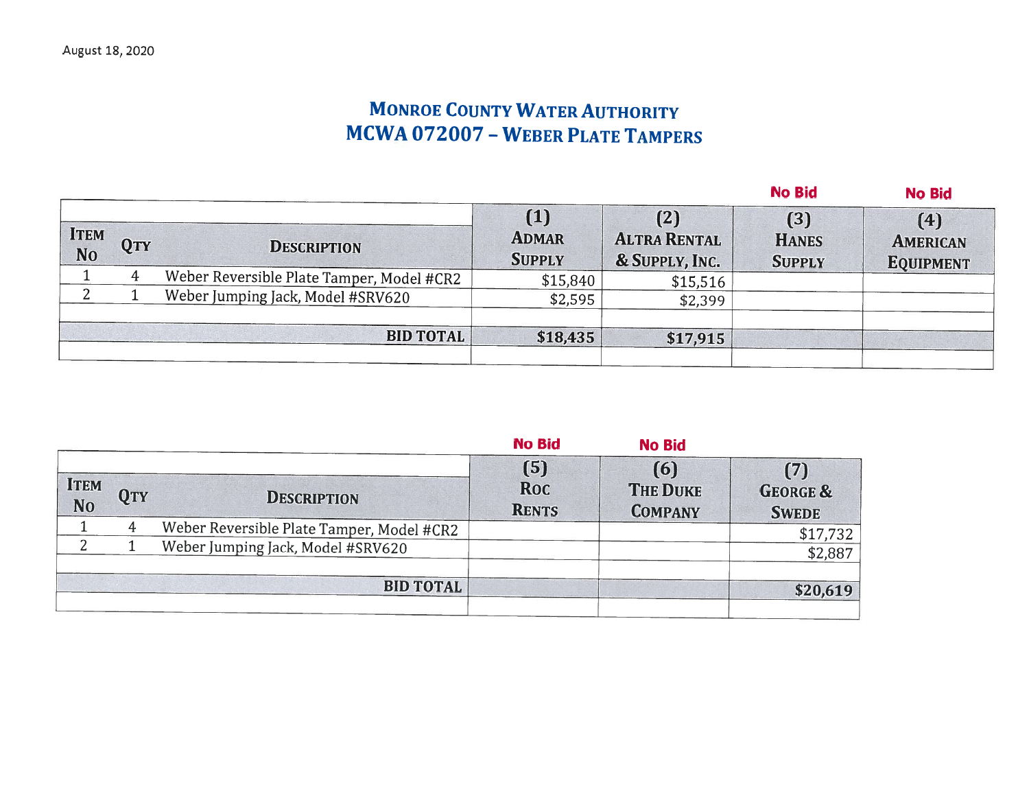August 18, 2020

# Monroe County Water Authority
## MCWA 072007 – Weber Plate Tampers

| Item No | Qty | Description | (1) Admar Supply | (2) Altra Rental & Supply, Inc. | (3) Hanes Supply (No Bid) | (4) American Equipment (No Bid) |
|---|---|---|---|---|---|---|
| 1 | 4 | Weber Reversible Plate Tamper, Model #CR2 | $15,840 | $15,516 | | |
| 2 | 1 | Weber Jumping Jack, Model #SRV620 | $2,595 | $2,399 | | |
| | | | | | | |
| | | **BID TOTAL** | **$18,435** | **$17,915** | | |

| Item No | Qty | Description | (5) Roc Rents (No Bid) | (6) The Duke Company (No Bid) | (7) George & Swede |
|---|---|---|---|---|---|
| 1 | 4 | Weber Reversible Plate Tamper, Model #CR2 | | | $17,732 |
| 2 | 1 | Weber Jumping Jack, Model #SRV620 | | | $2,887 |
| | | | | | |
| | | **BID TOTAL** | | | **$20,619** |